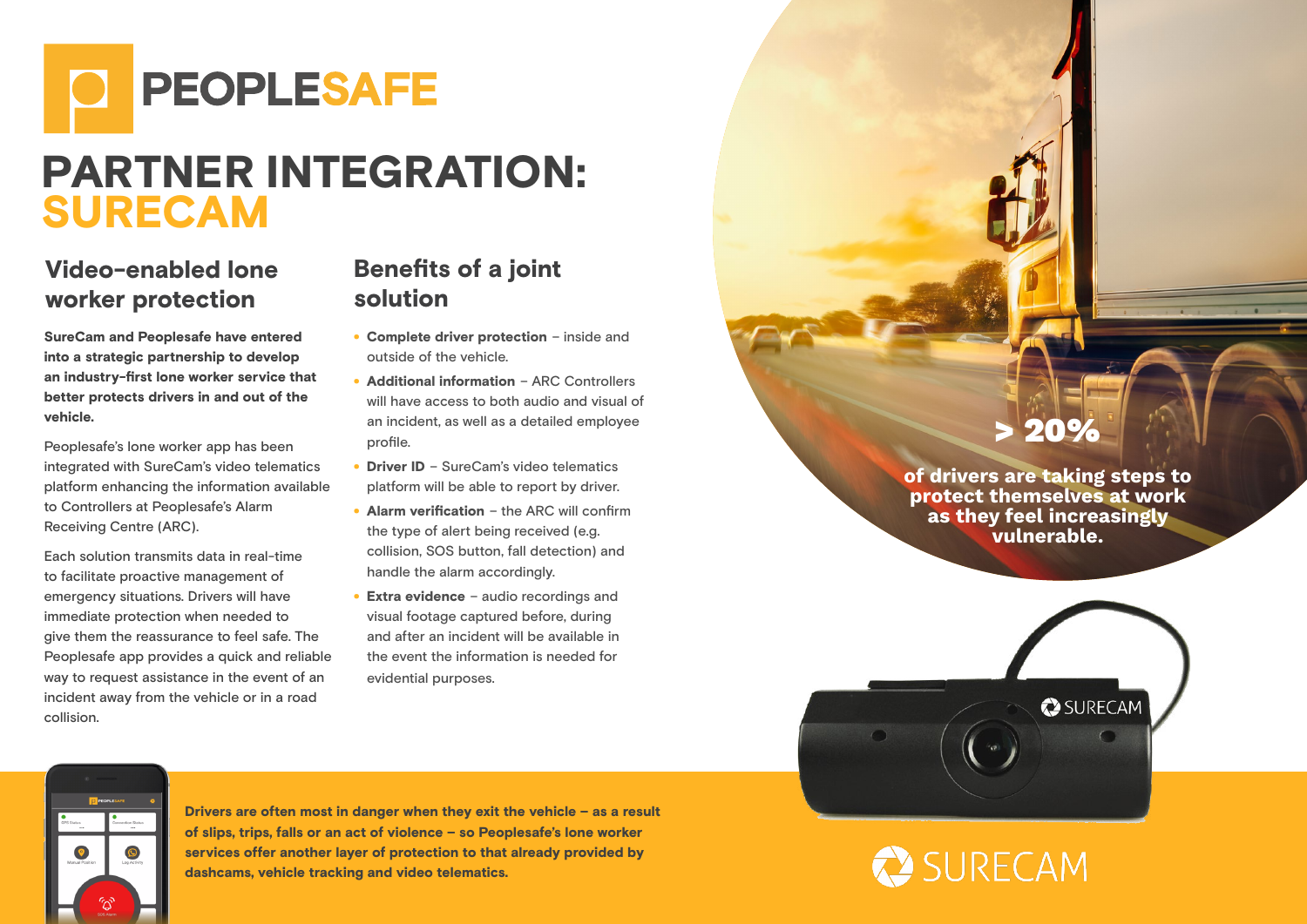# PEOPLESAFE

# PARTNER INTEGRATION: SURECAM

## Video-enabled lone worker protection

**SureCam and Peoplesafe have entered into a strategic partnership to develop an industry-first lone worker service that better protects drivers in and out of the vehicle.**

Peoplesafe's lone worker app has been integrated with SureCam's video telematics platform enhancing the information available to Controllers at Peoplesafe's Alarm Receiving Centre (ARC).

Each solution transmits data in real-time to facilitate proactive management of emergency situations. Drivers will have immediate protection when needed to give them the reassurance to feel safe. The Peoplesafe app provides a quick and reliable way to request assistance in the event of an incident away from the vehicle or in a road collision.

## Benefits of a joint solution

- **Complete driver protection** – inside and outside of the vehicle.
- **Additional information** – ARC Controllers will have access to both audio and visual of an incident, as well as a detailed employee profile.
- **Driver ID** – SureCam's video telematics platform will be able to report by driver.
- **Alarm verification** – the ARC will confirm the type of alert being received (e.g. collision, SOS button, fall detection) and handle the alarm accordingly.
- **Extra evidence** – audio recordings and visual footage captured before, during and after an incident will be available in the event the information is needed for evidential purposes.

**> 20%**

**of drivers are taking steps to protect themselves at work as they feel increasingly vulnerable.**

**Drivers are often most in danger when they exit the vehicle – as a result of slips, trips, falls or an act of violence – so Peoplesafe's lone worker services offer another layer of protection to that already provided by dashcams, vehicle tracking and video telematics.**

SURECAM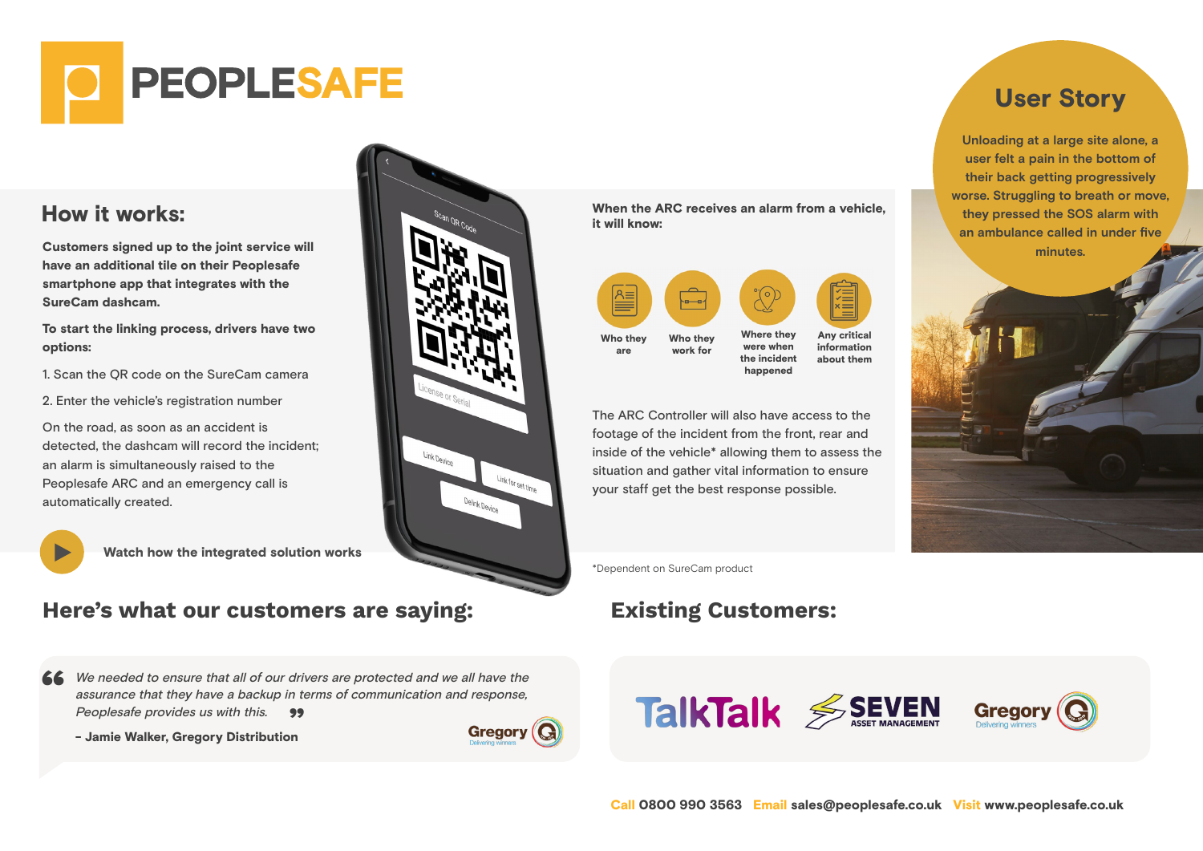# PEOPLESAFE

## How it works:

**Customers signed up to the joint service will have an additional tile on their Peoplesafe smartphone app that integrates with the SureCam dashcam.**

**To start the linking process, drivers have two options:**

1. Scan the QR code on the SureCam camera
2. Enter the vehicle's registration number

On the road, as soon as an accident is detected, the dashcam will record the incident; an alarm is simultaneously raised to the Peoplesafe ARC and an emergency call is automatically created.

**Watch how the integrated solution works**

**When the ARC receives an alarm from a vehicle, it will know:**

- Who they are
- Who they work for
- Where they were when the incident happened
- Any critical information about them

The ARC Controller will also have access to the footage of the incident from the front, rear and inside of the vehicle* allowing them to assess the situation and gather vital information to ensure your staff get the best response possible.

*Dependent on SureCam product

## User Story

Unloading at a large site alone, a user felt a pain in the bottom of their back getting progressively worse. Struggling to breath or move, they pressed the SOS alarm with an ambulance called in under five minutes.

## Here's what our customers are saying:

*We needed to ensure that all of our drivers are protected and we all have the assurance that they have a backup in terms of communication and response, Peoplesafe provides us with this.*

**– Jamie Walker, Gregory Distribution**

## Existing Customers:

TalkTalk, SEVEN Asset Management, Gregory Delivering winners

**Call** 0800 990 3563 **Email** sales@peoplesafe.co.uk **Visit** www.peoplesafe.co.uk